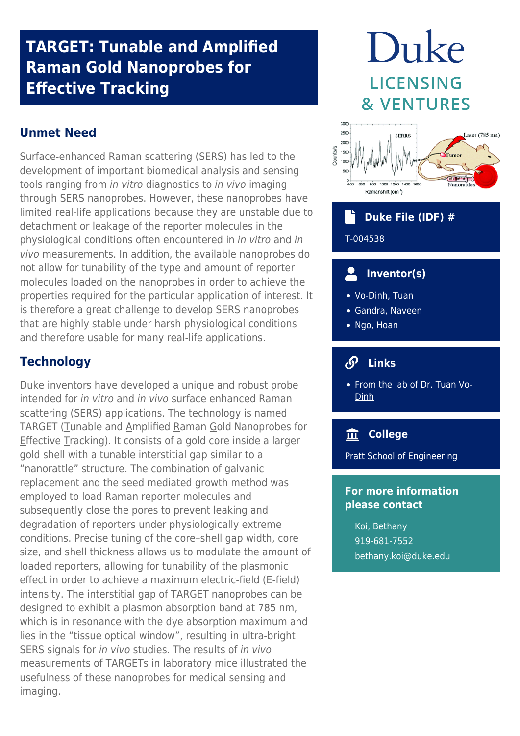# TARGET: Tunable and Amplified Raman Gold Nanoprobes for Effective Tracking

## Unmet Need

Surface-enhanced Raman scattering (SERS) has led to the development of important biomedical analysis and sensing tools ranging from *in vitro* diagnostics to *in vivo* imaging through SERS nanoprobes. However, these nanoprobes have limited real-life applications because they are unstable due to detachment or leakage of the reporter molecules in the physiological conditions often encountered in *in vitro* and *in vivo* measurements. In addition, the available nanoprobes do not allow for tunability of the type and amount of reporter molecules loaded on the nanoprobes in order to achieve the properties required for the particular application of interest. It is therefore a great challenge to develop SERS nanoprobes that are highly stable under harsh physiological conditions and therefore usable for many real-life applications.

## Technology

Duke inventors have developed a unique and robust probe intended for *in vitro* and *in vivo* surface enhanced Raman scattering (SERS) applications. The technology is named TARGET (Tunable and Amplified Raman Gold Nanoprobes for Effective Tracking). It consists of a gold core inside a larger gold shell with a tunable interstitial gap similar to a "nanorattle" structure. The combination of galvanic replacement and the seed mediated growth method was employed to load Raman reporter molecules and subsequently close the pores to prevent leaking and degradation of reporters under physiologically extreme conditions. Precise tuning of the core–shell gap width, core size, and shell thickness allows us to modulate the amount of loaded reporters, allowing for tunability of the plasmonic effect in order to achieve a maximum electric-field (E-field) intensity. The interstitial gap of TARGET nanoprobes can be designed to exhibit a plasmon absorption band at 785 nm, which is in resonance with the dye absorption maximum and lies in the "tissue optical window", resulting in ultra-bright SERS signals for *in vivo* studies. The results of *in vivo* measurements of TARGETs in laboratory mice illustrated the usefulness of these nanoprobes for medical sensing and imaging.

Duke LICENSING & VENTURES

### Duke File (IDF) #

T-004538

### Inventor(s)

- Vo-Dinh, Tuan
- Gandra, Naveen
- Ngo, Hoan

### Links

- From the lab of Dr. Tuan Vo-Dinh

### College

Pratt School of Engineering

### For more information please contact

Koi, Bethany
919-681-7552
bethany.koi@duke.edu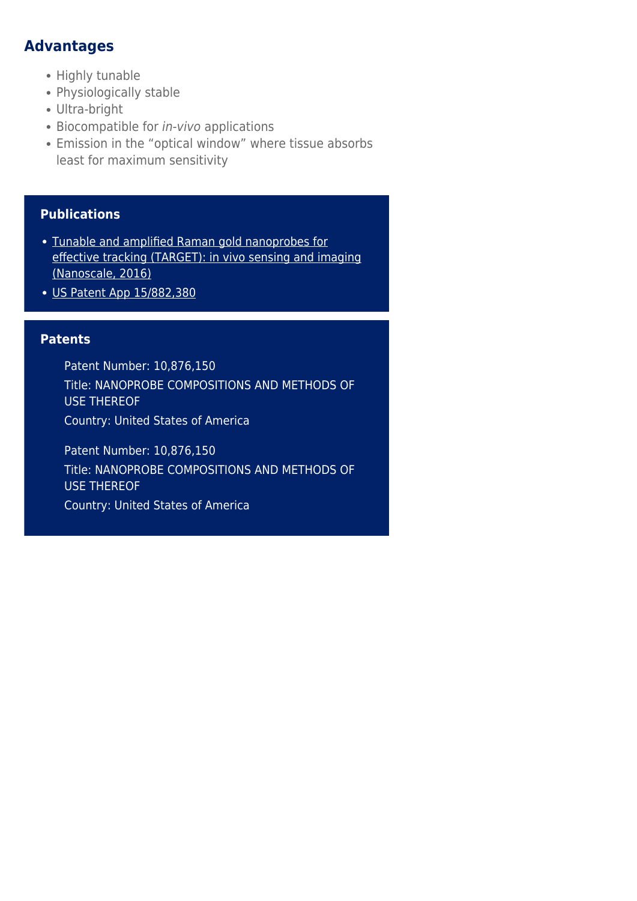## Advantages

- Highly tunable
- Physiologically stable
- Ultra-bright
- Biocompatible for *in-vivo* applications
- Emission in the "optical window" where tissue absorbs least for maximum sensitivity

### Publications

- Tunable and amplified Raman gold nanoprobes for effective tracking (TARGET): in vivo sensing and imaging (Nanoscale, 2016)
- US Patent App 15/882,380

### Patents

Patent Number: 10,876,150

Title: NANOPROBE COMPOSITIONS AND METHODS OF USE THEREOF

Country: United States of America

Patent Number: 10,876,150

Title: NANOPROBE COMPOSITIONS AND METHODS OF USE THEREOF

Country: United States of America